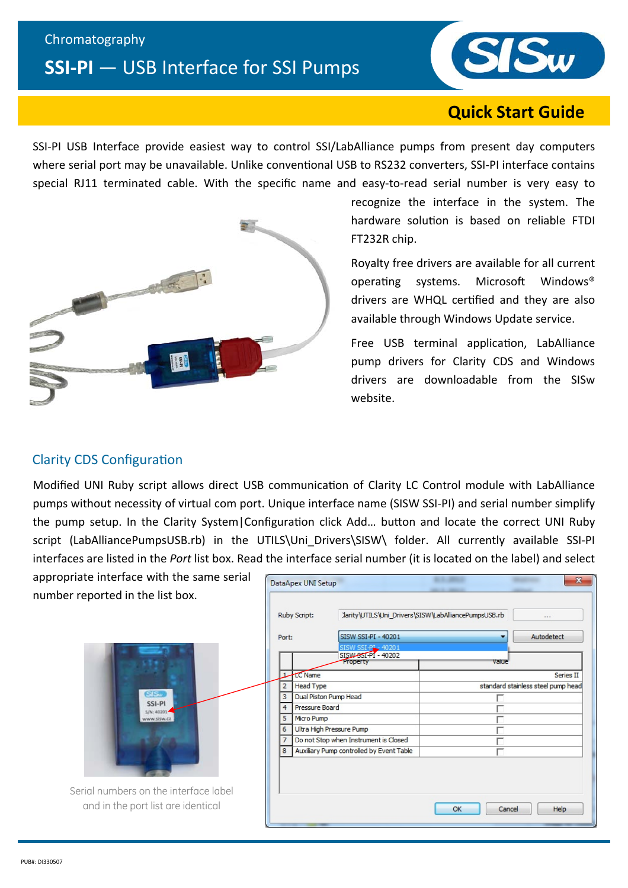Chromatography

# SSI-PI — USB Interface for SSI Pumps

## Quick Start Guide

SSI-PI USB Interface provide easiest way to control SSI/LabAlliance pumps from present day computers where serial port may be unavailable. Unlike conventional USB to RS232 converters, SSI-PI interface contains special RJ11 terminated cable. With the specific name and easy-to-read serial number is very easy to recognize the interface in the system. The hardware solution is based on reliable FTDI FT232R chip.

Royalty free drivers are available for all current operating systems. Microsoft Windows® drivers are WHQL certified and they are also available through Windows Update service.

Free USB terminal application, LabAlliance pump drivers for Clarity CDS and Windows drivers are downloadable from the SISw website.

## Clarity CDS Configuration

Modified UNI Ruby script allows direct USB communication of Clarity LC Control module with LabAlliance pumps without necessity of virtual com port. Unique interface name (SISW SSI-PI) and serial number simplify the pump setup. In the Clarity System|Configuration click Add… button and locate the correct UNI Ruby script (LabAlliancePumpsUSB.rb) in the UTILS\Uni_Drivers\SISW\ folder. All currently available SSI-PI interfaces are listed in the *Port* list box. Read the interface serial number (it is located on the label) and select appropriate interface with the same serial number reported in the list box.

Serial numbers on the interface label and in the port list are identical

PUB#: DI330507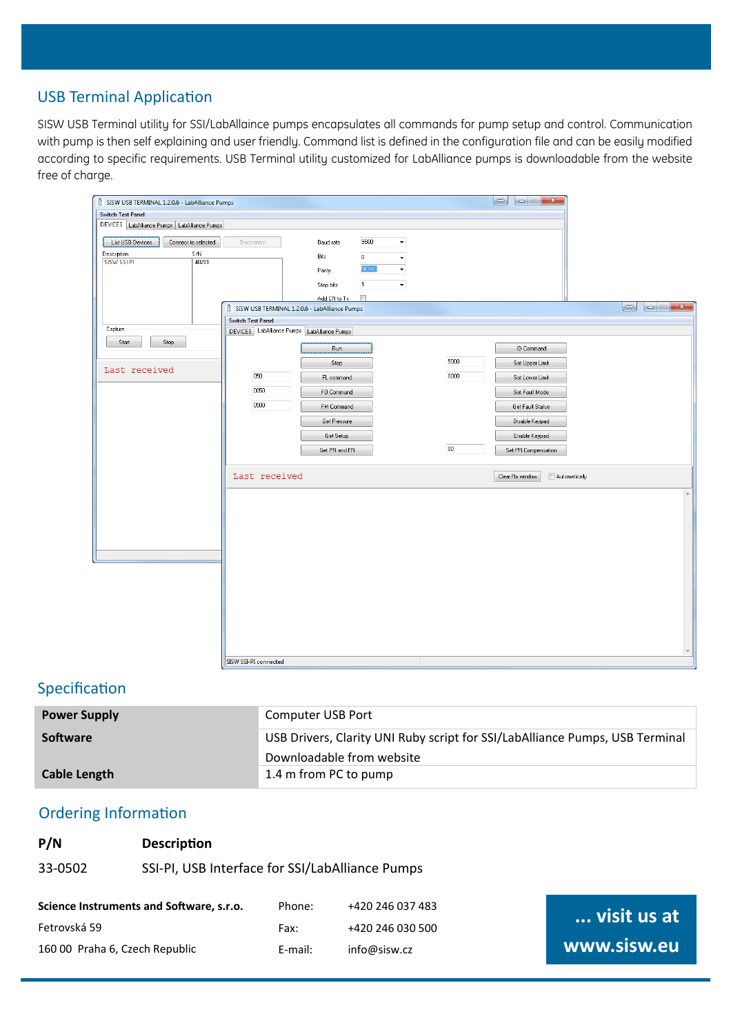## USB Terminal Application

SISW USB Terminal utility for SSI/LabAllaince pumps encapsulates all commands for pump setup and control. Communication with pump is then self explaining and user friendly. Command list is defined in the configuration file and can be easily modified according to specific requirements. USB Terminal utility customized for LabAlliance pumps is downloadable from the website free of charge.

## Specification

| | |
|---|---|
| **Power Supply** | Computer USB Port |
| **Software** | USB Drivers, Clarity UNI Ruby script for SSI/LabAlliance Pumps, USB Terminal Downloadable from website |
| **Cable Length** | 1.4 m from PC to pump |

## Ordering Information

| **P/N** | **Description** |
|---|---|
| 33-0502 | SSI-PI, USB Interface for SSI/LabAlliance Pumps |

**Science Instruments and Software, s.r.o.**
Fetrovská 59
160 00 Praha 6, Czech Republic

Phone: +420 246 037 483
Fax: +420 246 030 500
E-mail: info@sisw.cz

**... visit us at www.sisw.eu**